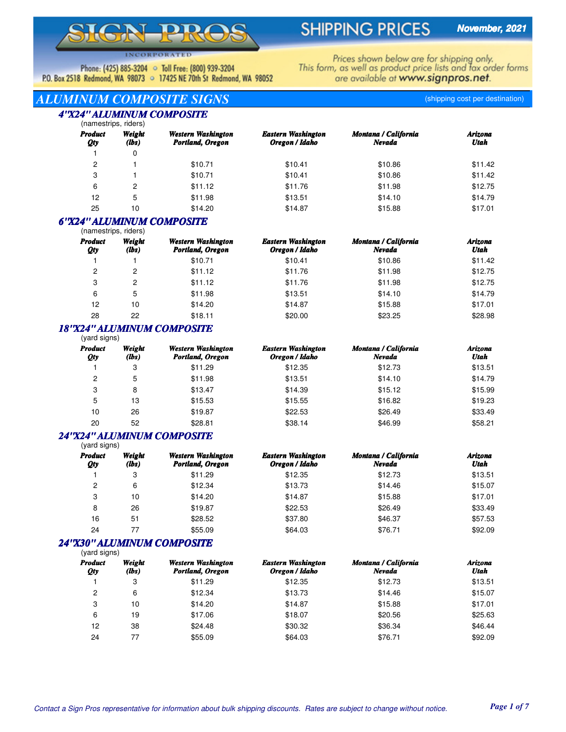# SIGN PROS INCORPORATED

## SHIPPING PRICES

**November, 2021**

Phone: (425) 885-3204 ◦ Toll Free: (800) 939-3204
P.O. Box 2518 Redmond, WA 98073 ◦ 17425 NE 70th St Redmond, WA 98052

Prices shown below are for shipping only.
This form, as well as product price lists and tax order forms are available at **www.signpros.net**.

## ALUMINUM COMPOSITE SIGNS

(shipping cost per destination)

### 4"X24" ALUMINUM COMPOSITE

(namestrips, riders)

| Product Qty | Weight (lbs) | Western Washington Portland, Oregon | Eastern Washington Oregon / Idaho | Montana / California Nevada | Arizona Utah |
|---|---|---|---|---|---|
| 1 | 0 | | | | |
| 2 | 1 | $10.71 | $10.41 | $10.86 | $11.42 |
| 3 | 1 | $10.71 | $10.41 | $10.86 | $11.42 |
| 6 | 2 | $11.12 | $11.76 | $11.98 | $12.75 |
| 12 | 5 | $11.98 | $13.51 | $14.10 | $14.79 |
| 25 | 10 | $14.20 | $14.87 | $15.88 | $17.01 |

### 6"X24" ALUMINUM COMPOSITE

(namestrips, riders)

| Product Qty | Weight (lbs) | Western Washington Portland, Oregon | Eastern Washington Oregon / Idaho | Montana / California Nevada | Arizona Utah |
|---|---|---|---|---|---|
| 1 | 1 | $10.71 | $10.41 | $10.86 | $11.42 |
| 2 | 2 | $11.12 | $11.76 | $11.98 | $12.75 |
| 3 | 2 | $11.12 | $11.76 | $11.98 | $12.75 |
| 6 | 5 | $11.98 | $13.51 | $14.10 | $14.79 |
| 12 | 10 | $14.20 | $14.87 | $15.88 | $17.01 |
| 28 | 22 | $18.11 | $20.00 | $23.25 | $28.98 |

### 18"X24" ALUMINUM COMPOSITE

(yard signs)

| Product Qty | Weight (lbs) | Western Washington Portland, Oregon | Eastern Washington Oregon / Idaho | Montana / California Nevada | Arizona Utah |
|---|---|---|---|---|---|
| 1 | 3 | $11.29 | $12.35 | $12.73 | $13.51 |
| 2 | 5 | $11.98 | $13.51 | $14.10 | $14.79 |
| 3 | 8 | $13.47 | $14.39 | $15.12 | $15.99 |
| 5 | 13 | $15.53 | $15.55 | $16.82 | $19.23 |
| 10 | 26 | $19.87 | $22.53 | $26.49 | $33.49 |
| 20 | 52 | $28.81 | $38.14 | $46.99 | $58.21 |

### 24"X24" ALUMINUM COMPOSITE

(yard signs)

| Product Qty | Weight (lbs) | Western Washington Portland, Oregon | Eastern Washington Oregon / Idaho | Montana / California Nevada | Arizona Utah |
|---|---|---|---|---|---|
| 1 | 3 | $11.29 | $12.35 | $12.73 | $13.51 |
| 2 | 6 | $12.34 | $13.73 | $14.46 | $15.07 |
| 3 | 10 | $14.20 | $14.87 | $15.88 | $17.01 |
| 8 | 26 | $19.87 | $22.53 | $26.49 | $33.49 |
| 16 | 51 | $28.52 | $37.80 | $46.37 | $57.53 |
| 24 | 77 | $55.09 | $64.03 | $76.71 | $92.09 |

### 24"X30" ALUMINUM COMPOSITE

(yard signs)

| Product Qty | Weight (lbs) | Western Washington Portland, Oregon | Eastern Washington Oregon / Idaho | Montana / California Nevada | Arizona Utah |
|---|---|---|---|---|---|
| 1 | 3 | $11.29 | $12.35 | $12.73 | $13.51 |
| 2 | 6 | $12.34 | $13.73 | $14.46 | $15.07 |
| 3 | 10 | $14.20 | $14.87 | $15.88 | $17.01 |
| 6 | 19 | $17.06 | $18.07 | $20.56 | $25.63 |
| 12 | 38 | $24.48 | $30.32 | $36.34 | $46.44 |
| 24 | 77 | $55.09 | $64.03 | $76.71 | $92.09 |

*Contact a Sign Pros representative for information about bulk shipping discounts. Rates are subject to change without notice.*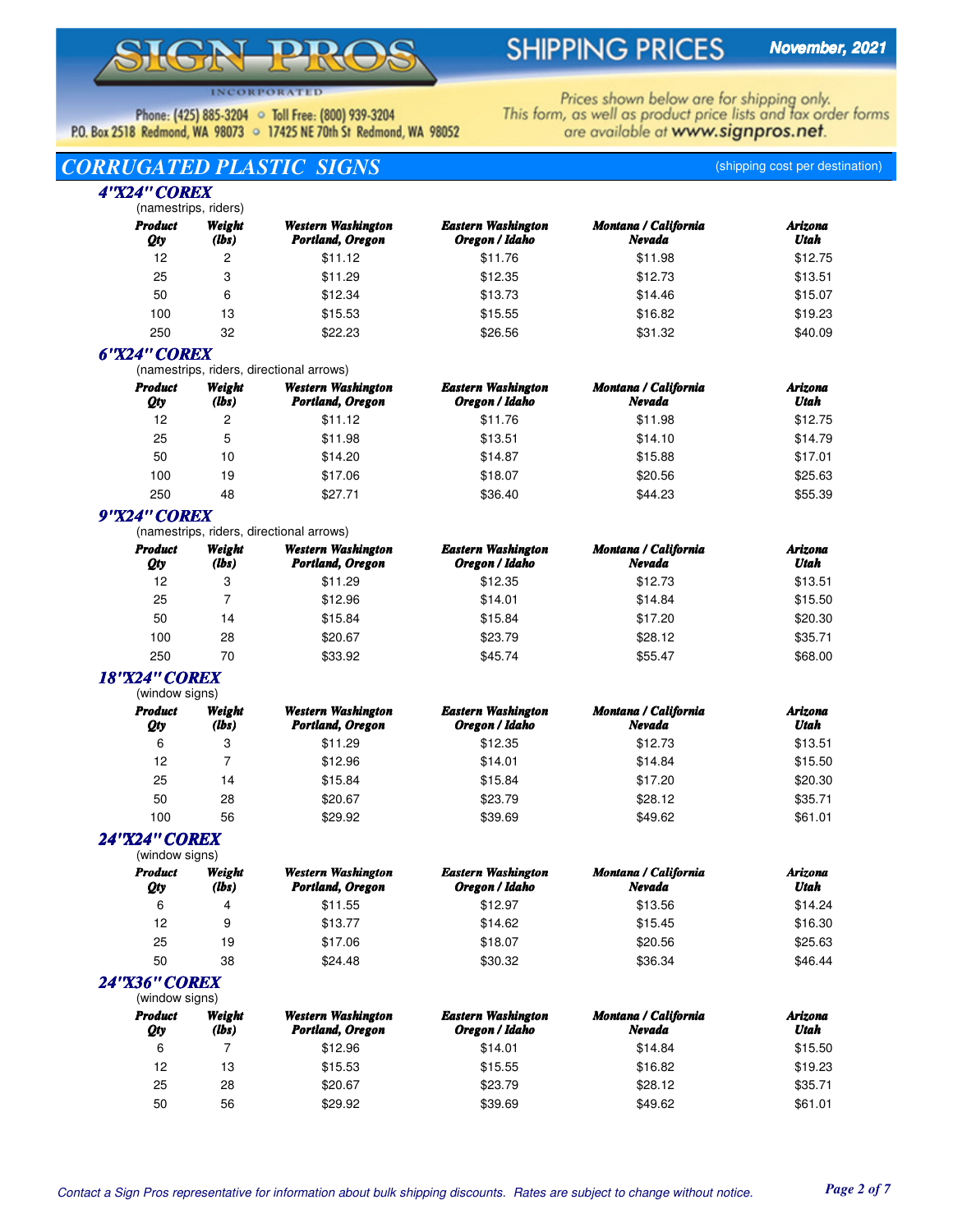# SIGN PROS INCORPORATED

Phone: (425) 885-3204 ◦ Toll Free: (800) 939-3204
P.O. Box 2518 Redmond, WA 98073 ◦ 17425 NE 70th St Redmond, WA 98052

## SHIPPING PRICES

**November, 2021**

Prices shown below are for shipping only.
This form, as well as product price lists and tax order forms are available at **www.signpros.net**.

## CORRUGATED PLASTIC SIGNS

(shipping cost per destination)

### 4"X24" COREX

(namestrips, riders)

| Product Qty | Weight (lbs) | Western Washington Portland, Oregon | Eastern Washington Oregon / Idaho | Montana / California Nevada | Arizona Utah |
|---|---|---|---|---|---|
| 12 | 2 | $11.12 | $11.76 | $11.98 | $12.75 |
| 25 | 3 | $11.29 | $12.35 | $12.73 | $13.51 |
| 50 | 6 | $12.34 | $13.73 | $14.46 | $15.07 |
| 100 | 13 | $15.53 | $15.55 | $16.82 | $19.23 |
| 250 | 32 | $22.23 | $26.56 | $31.32 | $40.09 |

### 6"X24" COREX

(namestrips, riders, directional arrows)

| Product Qty | Weight (lbs) | Western Washington Portland, Oregon | Eastern Washington Oregon / Idaho | Montana / California Nevada | Arizona Utah |
|---|---|---|---|---|---|
| 12 | 2 | $11.12 | $11.76 | $11.98 | $12.75 |
| 25 | 5 | $11.98 | $13.51 | $14.10 | $14.79 |
| 50 | 10 | $14.20 | $14.87 | $15.88 | $17.01 |
| 100 | 19 | $17.06 | $18.07 | $20.56 | $25.63 |
| 250 | 48 | $27.71 | $36.40 | $44.23 | $55.39 |

### 9"X24" COREX

(namestrips, riders, directional arrows)

| Product Qty | Weight (lbs) | Western Washington Portland, Oregon | Eastern Washington Oregon / Idaho | Montana / California Nevada | Arizona Utah |
|---|---|---|---|---|---|
| 12 | 3 | $11.29 | $12.35 | $12.73 | $13.51 |
| 25 | 7 | $12.96 | $14.01 | $14.84 | $15.50 |
| 50 | 14 | $15.84 | $15.84 | $17.20 | $20.30 |
| 100 | 28 | $20.67 | $23.79 | $28.12 | $35.71 |
| 250 | 70 | $33.92 | $45.74 | $55.47 | $68.00 |

### 18"X24" COREX

(window signs)

| Product Qty | Weight (lbs) | Western Washington Portland, Oregon | Eastern Washington Oregon / Idaho | Montana / California Nevada | Arizona Utah |
|---|---|---|---|---|---|
| 6 | 3 | $11.29 | $12.35 | $12.73 | $13.51 |
| 12 | 7 | $12.96 | $14.01 | $14.84 | $15.50 |
| 25 | 14 | $15.84 | $15.84 | $17.20 | $20.30 |
| 50 | 28 | $20.67 | $23.79 | $28.12 | $35.71 |
| 100 | 56 | $29.92 | $39.69 | $49.62 | $61.01 |

### 24"X24" COREX

(window signs)

| Product Qty | Weight (lbs) | Western Washington Portland, Oregon | Eastern Washington Oregon / Idaho | Montana / California Nevada | Arizona Utah |
|---|---|---|---|---|---|
| 6 | 4 | $11.55 | $12.97 | $13.56 | $14.24 |
| 12 | 9 | $13.77 | $14.62 | $15.45 | $16.30 |
| 25 | 19 | $17.06 | $18.07 | $20.56 | $25.63 |
| 50 | 38 | $24.48 | $30.32 | $36.34 | $46.44 |

### 24"X36" COREX

(window signs)

| Product Qty | Weight (lbs) | Western Washington Portland, Oregon | Eastern Washington Oregon / Idaho | Montana / California Nevada | Arizona Utah |
|---|---|---|---|---|---|
| 6 | 7 | $12.96 | $14.01 | $14.84 | $15.50 |
| 12 | 13 | $15.53 | $15.55 | $16.82 | $19.23 |
| 25 | 28 | $20.67 | $23.79 | $28.12 | $35.71 |
| 50 | 56 | $29.92 | $39.69 | $49.62 | $61.01 |

*Contact a Sign Pros representative for information about bulk shipping discounts. Rates are subject to change without notice.*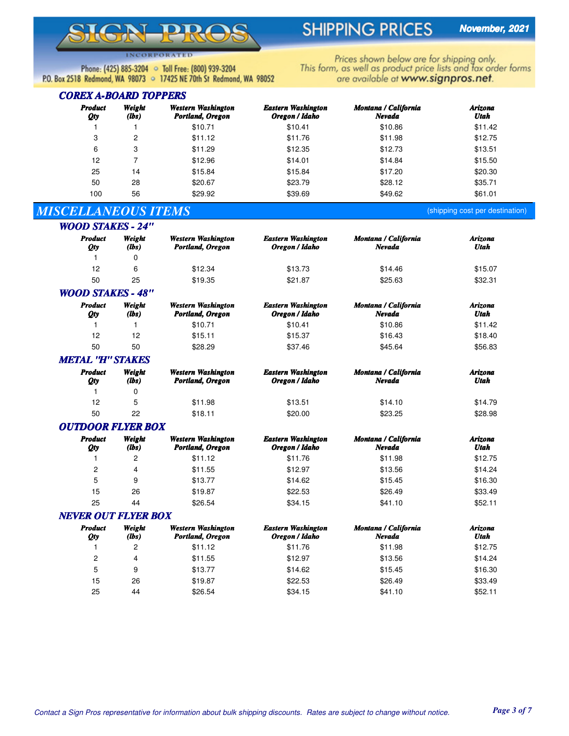# SIGN PROS INCORPORATED

## SHIPPING PRICES

**November, 2021**

Phone: (425) 885-3204 ◦ Toll Free: (800) 939-3204
P.O. Box 2518 Redmond, WA 98073 ◦ 17425 NE 70th St Redmond, WA 98052

Prices shown below are for shipping only. This form, as well as product price lists and tax order forms are available at **www.signpros.net**.

### COREX A-BOARD TOPPERS

| Product Qty | Weight (lbs) | Western Washington Portland, Oregon | Eastern Washington Oregon / Idaho | Montana / California Nevada | Arizona Utah |
|---|---|---|---|---|---|
| 1 | 1 | $10.71 | $10.41 | $10.86 | $11.42 |
| 3 | 2 | $11.12 | $11.76 | $11.98 | $12.75 |
| 6 | 3 | $11.29 | $12.35 | $12.73 | $13.51 |
| 12 | 7 | $12.96 | $14.01 | $14.84 | $15.50 |
| 25 | 14 | $15.84 | $15.84 | $17.20 | $20.30 |
| 50 | 28 | $20.67 | $23.79 | $28.12 | $35.71 |
| 100 | 56 | $29.92 | $39.69 | $49.62 | $61.01 |

## MISCELLANEOUS ITEMS

(shipping cost per destination)

### WOOD STAKES - 24"

| Product Qty | Weight (lbs) | Western Washington Portland, Oregon | Eastern Washington Oregon / Idaho | Montana / California Nevada | Arizona Utah |
|---|---|---|---|---|---|
| 1 | 0 | | | | |
| 12 | 6 | $12.34 | $13.73 | $14.46 | $15.07 |
| 50 | 25 | $19.35 | $21.87 | $25.63 | $32.31 |

### WOOD STAKES - 48"

| Product Qty | Weight (lbs) | Western Washington Portland, Oregon | Eastern Washington Oregon / Idaho | Montana / California Nevada | Arizona Utah |
|---|---|---|---|---|---|
| 1 | 1 | $10.71 | $10.41 | $10.86 | $11.42 |
| 12 | 12 | $15.11 | $15.37 | $16.43 | $18.40 |
| 50 | 50 | $28.29 | $37.46 | $45.64 | $56.83 |

### METAL "H" STAKES

| Product Qty | Weight (lbs) | Western Washington Portland, Oregon | Eastern Washington Oregon / Idaho | Montana / California Nevada | Arizona Utah |
|---|---|---|---|---|---|
| 1 | 0 | | | | |
| 12 | 5 | $11.98 | $13.51 | $14.10 | $14.79 |
| 50 | 22 | $18.11 | $20.00 | $23.25 | $28.98 |

### OUTDOOR FLYER BOX

| Product Qty | Weight (lbs) | Western Washington Portland, Oregon | Eastern Washington Oregon / Idaho | Montana / California Nevada | Arizona Utah |
|---|---|---|---|---|---|
| 1 | 2 | $11.12 | $11.76 | $11.98 | $12.75 |
| 2 | 4 | $11.55 | $12.97 | $13.56 | $14.24 |
| 5 | 9 | $13.77 | $14.62 | $15.45 | $16.30 |
| 15 | 26 | $19.87 | $22.53 | $26.49 | $33.49 |
| 25 | 44 | $26.54 | $34.15 | $41.10 | $52.11 |

### NEVER OUT FLYER BOX

| Product Qty | Weight (lbs) | Western Washington Portland, Oregon | Eastern Washington Oregon / Idaho | Montana / California Nevada | Arizona Utah |
|---|---|---|---|---|---|
| 1 | 2 | $11.12 | $11.76 | $11.98 | $12.75 |
| 2 | 4 | $11.55 | $12.97 | $13.56 | $14.24 |
| 5 | 9 | $13.77 | $14.62 | $15.45 | $16.30 |
| 15 | 26 | $19.87 | $22.53 | $26.49 | $33.49 |
| 25 | 44 | $26.54 | $34.15 | $41.10 | $52.11 |

*Contact a Sign Pros representative for information about bulk shipping discounts. Rates are subject to change without notice.*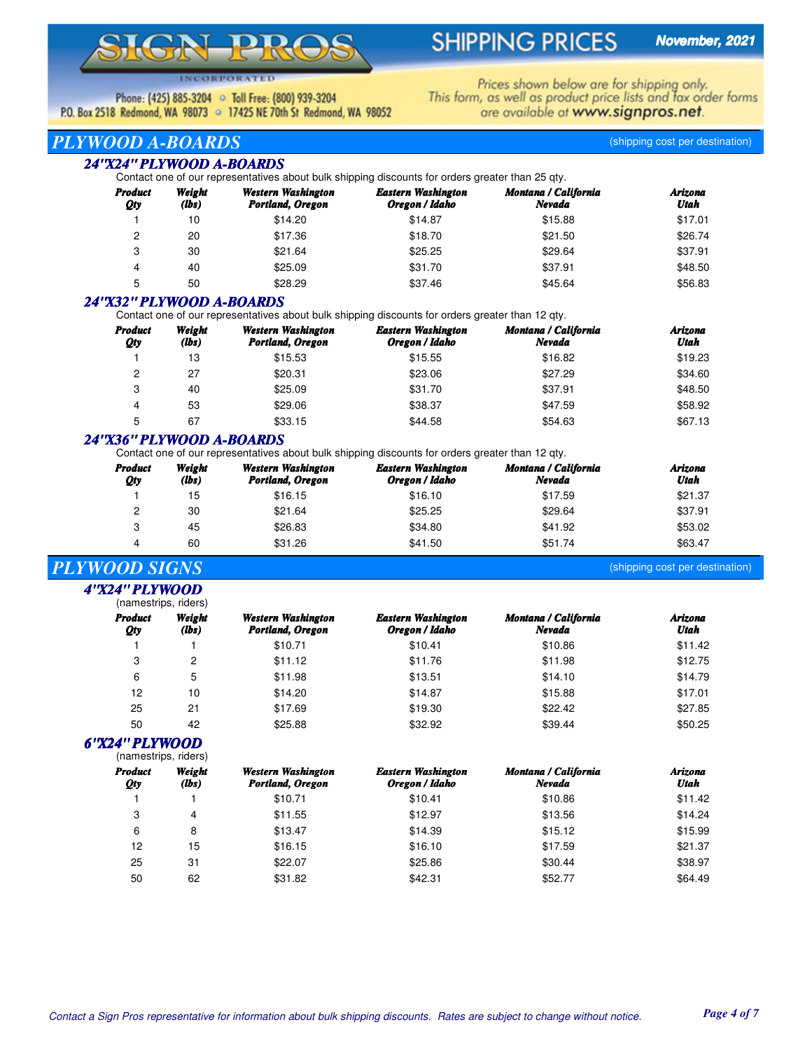# SIGN PROS INCORPORATED

## SHIPPING PRICES

**November, 2021**

Phone: (425) 885-3204 ◦ Toll Free: (800) 939-3204
P.O. Box 2518 Redmond, WA 98073 ◦ 17425 NE 70th St Redmond, WA 98052

Prices shown below are for shipping only.
This form, as well as product price lists and tax order forms are available at **www.signpros.net**.

## PLYWOOD A-BOARDS

(shipping cost per destination)

### 24"X24" PLYWOOD A-BOARDS

Contact one of our representatives about bulk shipping discounts for orders greater than 25 qty.

| Product Qty | Weight (lbs) | Western Washington Portland, Oregon | Eastern Washington Oregon / Idaho | Montana / California Nevada | Arizona Utah |
|---|---|---|---|---|---|
| 1 | 10 | $14.20 | $14.87 | $15.88 | $17.01 |
| 2 | 20 | $17.36 | $18.70 | $21.50 | $26.74 |
| 3 | 30 | $21.64 | $25.25 | $29.64 | $37.91 |
| 4 | 40 | $25.09 | $31.70 | $37.91 | $48.50 |
| 5 | 50 | $28.29 | $37.46 | $45.64 | $56.83 |

### 24"X32" PLYWOOD A-BOARDS

Contact one of our representatives about bulk shipping discounts for orders greater than 12 qty.

| Product Qty | Weight (lbs) | Western Washington Portland, Oregon | Eastern Washington Oregon / Idaho | Montana / California Nevada | Arizona Utah |
|---|---|---|---|---|---|
| 1 | 13 | $15.53 | $15.55 | $16.82 | $19.23 |
| 2 | 27 | $20.31 | $23.06 | $27.29 | $34.60 |
| 3 | 40 | $25.09 | $31.70 | $37.91 | $48.50 |
| 4 | 53 | $29.06 | $38.37 | $47.59 | $58.92 |
| 5 | 67 | $33.15 | $44.58 | $54.63 | $67.13 |

### 24"X36" PLYWOOD A-BOARDS

Contact one of our representatives about bulk shipping discounts for orders greater than 12 qty.

| Product Qty | Weight (lbs) | Western Washington Portland, Oregon | Eastern Washington Oregon / Idaho | Montana / California Nevada | Arizona Utah |
|---|---|---|---|---|---|
| 1 | 15 | $16.15 | $16.10 | $17.59 | $21.37 |
| 2 | 30 | $21.64 | $25.25 | $29.64 | $37.91 |
| 3 | 45 | $26.83 | $34.80 | $41.92 | $53.02 |
| 4 | 60 | $31.26 | $41.50 | $51.74 | $63.47 |

## PLYWOOD SIGNS

(shipping cost per destination)

### 4"X24" PLYWOOD

(namestrips, riders)

| Product Qty | Weight (lbs) | Western Washington Portland, Oregon | Eastern Washington Oregon / Idaho | Montana / California Nevada | Arizona Utah |
|---|---|---|---|---|---|
| 1 | 1 | $10.71 | $10.41 | $10.86 | $11.42 |
| 3 | 2 | $11.12 | $11.76 | $11.98 | $12.75 |
| 6 | 5 | $11.98 | $13.51 | $14.10 | $14.79 |
| 12 | 10 | $14.20 | $14.87 | $15.88 | $17.01 |
| 25 | 21 | $17.69 | $19.30 | $22.42 | $27.85 |
| 50 | 42 | $25.88 | $32.92 | $39.44 | $50.25 |

### 6"X24" PLYWOOD

(namestrips, riders)

| Product Qty | Weight (lbs) | Western Washington Portland, Oregon | Eastern Washington Oregon / Idaho | Montana / California Nevada | Arizona Utah |
|---|---|---|---|---|---|
| 1 | 1 | $10.71 | $10.41 | $10.86 | $11.42 |
| 3 | 4 | $11.55 | $12.97 | $13.56 | $14.24 |
| 6 | 8 | $13.47 | $14.39 | $15.12 | $15.99 |
| 12 | 15 | $16.15 | $16.10 | $17.59 | $21.37 |
| 25 | 31 | $22.07 | $25.86 | $30.44 | $38.97 |
| 50 | 62 | $31.82 | $42.31 | $52.77 | $64.49 |

*Contact a Sign Pros representative for information about bulk shipping discounts. Rates are subject to change without notice.*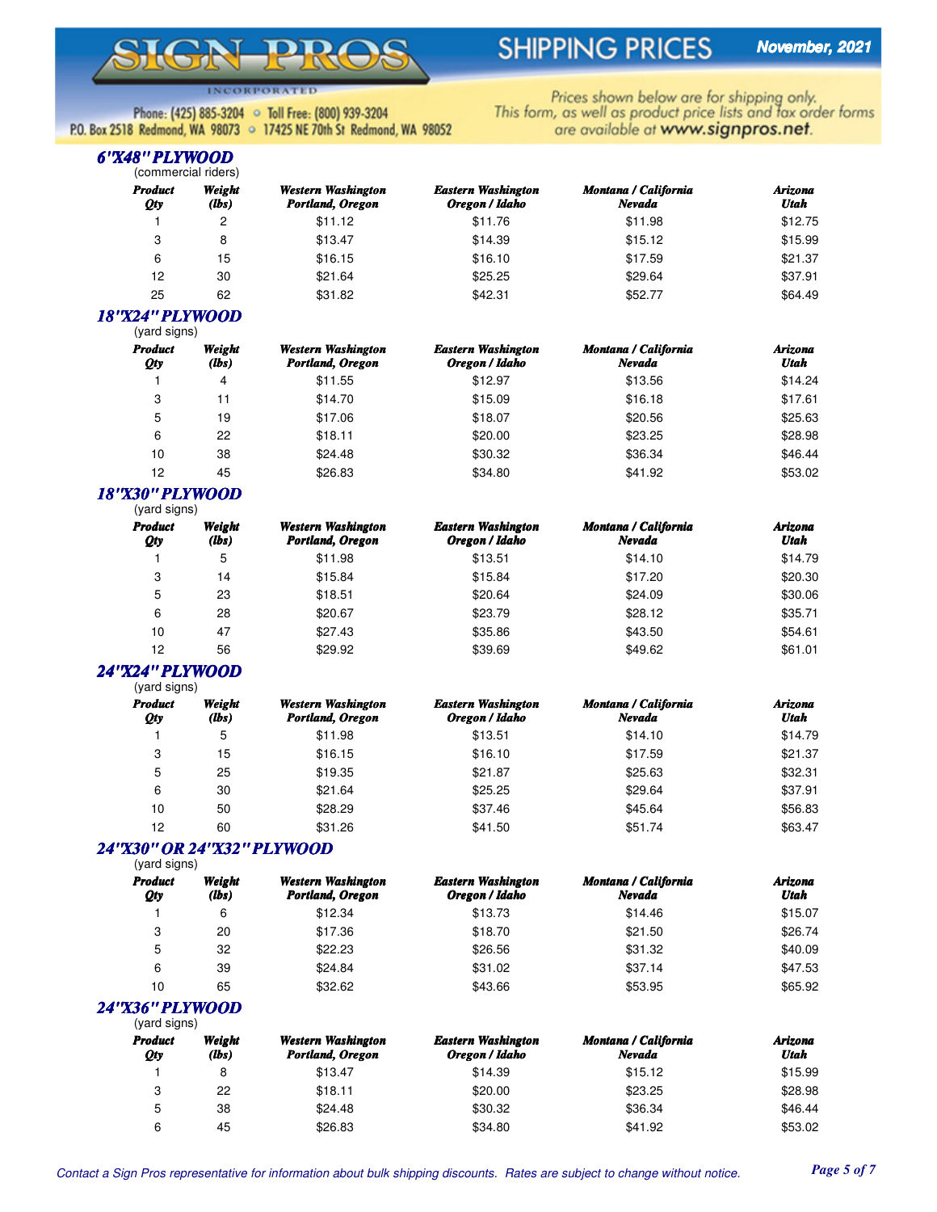# SIGN PROS

INCORPORATED

Phone: (425) 885-3204 ◦ Toll Free: (800) 939-3204
P.O. Box 2518 Redmond, WA 98073 ◦ 17425 NE 70th St Redmond, WA 98052

## SHIPPING PRICES

**November, 2021**

Prices shown below are for shipping only.
This form, as well as product price lists and tax order forms are available at **www.signpros.net**.

### 6"X48" PLYWOOD

(commercial riders)

| Product Qty | Weight (lbs) | Western Washington Portland, Oregon | Eastern Washington Oregon / Idaho | Montana / California Nevada | Arizona Utah |
|---|---|---|---|---|---|
| 1 | 2 | $11.12 | $11.76 | $11.98 | $12.75 |
| 3 | 8 | $13.47 | $14.39 | $15.12 | $15.99 |
| 6 | 15 | $16.15 | $16.10 | $17.59 | $21.37 |
| 12 | 30 | $21.64 | $25.25 | $29.64 | $37.91 |
| 25 | 62 | $31.82 | $42.31 | $52.77 | $64.49 |

### 18"X24" PLYWOOD

(yard signs)

| Product Qty | Weight (lbs) | Western Washington Portland, Oregon | Eastern Washington Oregon / Idaho | Montana / California Nevada | Arizona Utah |
|---|---|---|---|---|---|
| 1 | 4 | $11.55 | $12.97 | $13.56 | $14.24 |
| 3 | 11 | $14.70 | $15.09 | $16.18 | $17.61 |
| 5 | 19 | $17.06 | $18.07 | $20.56 | $25.63 |
| 6 | 22 | $18.11 | $20.00 | $23.25 | $28.98 |
| 10 | 38 | $24.48 | $30.32 | $36.34 | $46.44 |
| 12 | 45 | $26.83 | $34.80 | $41.92 | $53.02 |

### 18"X30" PLYWOOD

(yard signs)

| Product Qty | Weight (lbs) | Western Washington Portland, Oregon | Eastern Washington Oregon / Idaho | Montana / California Nevada | Arizona Utah |
|---|---|---|---|---|---|
| 1 | 5 | $11.98 | $13.51 | $14.10 | $14.79 |
| 3 | 14 | $15.84 | $15.84 | $17.20 | $20.30 |
| 5 | 23 | $18.51 | $20.64 | $24.09 | $30.06 |
| 6 | 28 | $20.67 | $23.79 | $28.12 | $35.71 |
| 10 | 47 | $27.43 | $35.86 | $43.50 | $54.61 |
| 12 | 56 | $29.92 | $39.69 | $49.62 | $61.01 |

### 24"X24" PLYWOOD

(yard signs)

| Product Qty | Weight (lbs) | Western Washington Portland, Oregon | Eastern Washington Oregon / Idaho | Montana / California Nevada | Arizona Utah |
|---|---|---|---|---|---|
| 1 | 5 | $11.98 | $13.51 | $14.10 | $14.79 |
| 3 | 15 | $16.15 | $16.10 | $17.59 | $21.37 |
| 5 | 25 | $19.35 | $21.87 | $25.63 | $32.31 |
| 6 | 30 | $21.64 | $25.25 | $29.64 | $37.91 |
| 10 | 50 | $28.29 | $37.46 | $45.64 | $56.83 |
| 12 | 60 | $31.26 | $41.50 | $51.74 | $63.47 |

### 24"X30" OR 24"X32" PLYWOOD

(yard signs)

| Product Qty | Weight (lbs) | Western Washington Portland, Oregon | Eastern Washington Oregon / Idaho | Montana / California Nevada | Arizona Utah |
|---|---|---|---|---|---|
| 1 | 6 | $12.34 | $13.73 | $14.46 | $15.07 |
| 3 | 20 | $17.36 | $18.70 | $21.50 | $26.74 |
| 5 | 32 | $22.23 | $26.56 | $31.32 | $40.09 |
| 6 | 39 | $24.84 | $31.02 | $37.14 | $47.53 |
| 10 | 65 | $32.62 | $43.66 | $53.95 | $65.92 |

### 24"X36" PLYWOOD

(yard signs)

| Product Qty | Weight (lbs) | Western Washington Portland, Oregon | Eastern Washington Oregon / Idaho | Montana / California Nevada | Arizona Utah |
|---|---|---|---|---|---|
| 1 | 8 | $13.47 | $14.39 | $15.12 | $15.99 |
| 3 | 22 | $18.11 | $20.00 | $23.25 | $28.98 |
| 5 | 38 | $24.48 | $30.32 | $36.34 | $46.44 |
| 6 | 45 | $26.83 | $34.80 | $41.92 | $53.02 |

*Contact a Sign Pros representative for information about bulk shipping discounts. Rates are subject to change without notice.*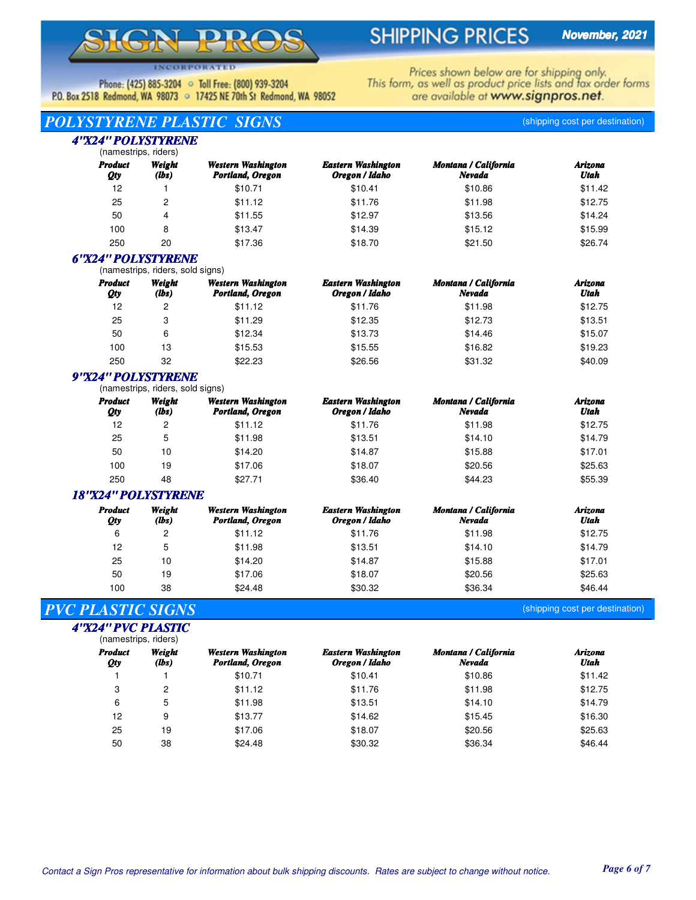# SIGN PROS INCORPORATED

# SHIPPING PRICES

**November, 2021**

Phone: (425) 885-3204 ◦ Toll Free: (800) 939-3204
P.O. Box 2518 Redmond, WA 98073 ◦ 17425 NE 70th St Redmond, WA 98052

Prices shown below are for shipping only.
This form, as well as product price lists and tax order forms are available at **www.signpros.net**.

## POLYSTYRENE PLASTIC SIGNS

(shipping cost per destination)

### 4"X24" POLYSTYRENE

(namestrips, riders)

| Product Qty | Weight (lbs) | Western Washington Portland, Oregon | Eastern Washington Oregon / Idaho | Montana / California Nevada | Arizona Utah |
|---|---|---|---|---|---|
| 12 | 1 | $10.71 | $10.41 | $10.86 | $11.42 |
| 25 | 2 | $11.12 | $11.76 | $11.98 | $12.75 |
| 50 | 4 | $11.55 | $12.97 | $13.56 | $14.24 |
| 100 | 8 | $13.47 | $14.39 | $15.12 | $15.99 |
| 250 | 20 | $17.36 | $18.70 | $21.50 | $26.74 |

### 6"X24" POLYSTYRENE

(namestrips, riders, sold signs)

| Product Qty | Weight (lbs) | Western Washington Portland, Oregon | Eastern Washington Oregon / Idaho | Montana / California Nevada | Arizona Utah |
|---|---|---|---|---|---|
| 12 | 2 | $11.12 | $11.76 | $11.98 | $12.75 |
| 25 | 3 | $11.29 | $12.35 | $12.73 | $13.51 |
| 50 | 6 | $12.34 | $13.73 | $14.46 | $15.07 |
| 100 | 13 | $15.53 | $15.55 | $16.82 | $19.23 |
| 250 | 32 | $22.23 | $26.56 | $31.32 | $40.09 |

### 9"X24" POLYSTYRENE

(namestrips, riders, sold signs)

| Product Qty | Weight (lbs) | Western Washington Portland, Oregon | Eastern Washington Oregon / Idaho | Montana / California Nevada | Arizona Utah |
|---|---|---|---|---|---|
| 12 | 2 | $11.12 | $11.76 | $11.98 | $12.75 |
| 25 | 5 | $11.98 | $13.51 | $14.10 | $14.79 |
| 50 | 10 | $14.20 | $14.87 | $15.88 | $17.01 |
| 100 | 19 | $17.06 | $18.07 | $20.56 | $25.63 |
| 250 | 48 | $27.71 | $36.40 | $44.23 | $55.39 |

### 18"X24" POLYSTYRENE

| Product Qty | Weight (lbs) | Western Washington Portland, Oregon | Eastern Washington Oregon / Idaho | Montana / California Nevada | Arizona Utah |
|---|---|---|---|---|---|
| 6 | 2 | $11.12 | $11.76 | $11.98 | $12.75 |
| 12 | 5 | $11.98 | $13.51 | $14.10 | $14.79 |
| 25 | 10 | $14.20 | $14.87 | $15.88 | $17.01 |
| 50 | 19 | $17.06 | $18.07 | $20.56 | $25.63 |
| 100 | 38 | $24.48 | $30.32 | $36.34 | $46.44 |

## PVC PLASTIC SIGNS

(shipping cost per destination)

### 4"X24" PVC PLASTIC

(namestrips, riders)

| Product Qty | Weight (lbs) | Western Washington Portland, Oregon | Eastern Washington Oregon / Idaho | Montana / California Nevada | Arizona Utah |
|---|---|---|---|---|---|
| 1 | 1 | $10.71 | $10.41 | $10.86 | $11.42 |
| 3 | 2 | $11.12 | $11.76 | $11.98 | $12.75 |
| 6 | 5 | $11.98 | $13.51 | $14.10 | $14.79 |
| 12 | 9 | $13.77 | $14.62 | $15.45 | $16.30 |
| 25 | 19 | $17.06 | $18.07 | $20.56 | $25.63 |
| 50 | 38 | $24.48 | $30.32 | $36.34 | $46.44 |

*Contact a Sign Pros representative for information about bulk shipping discounts. Rates are subject to change without notice.*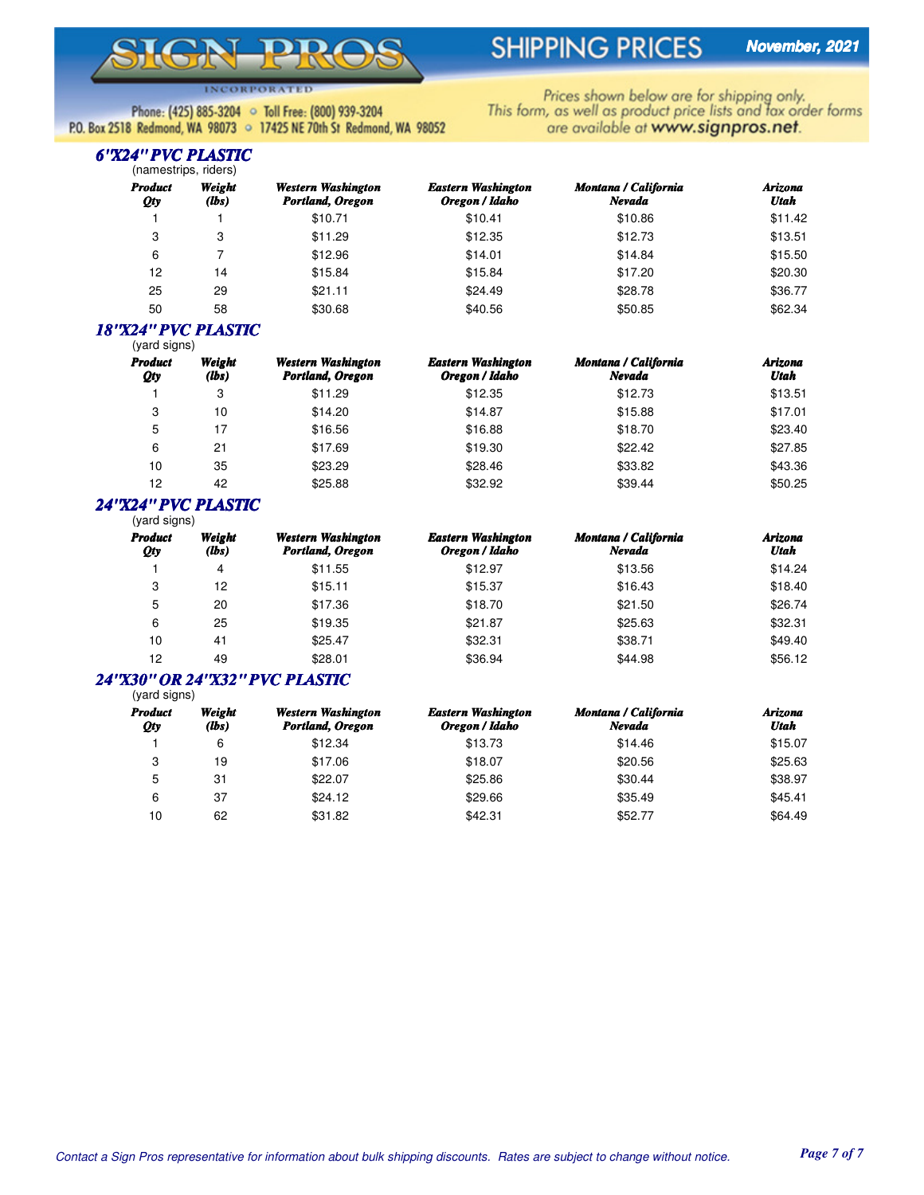# SIGN PROS

INCORPORATED

Phone: (425) 885-3204 ◦ Toll Free: (800) 939-3204
P.O. Box 2518 Redmond, WA 98073 ◦ 17425 NE 70th St Redmond, WA 98052

## SHIPPING PRICES

**November, 2021**

Prices shown below are for shipping only.
This form, as well as product price lists and tax order forms are available at **www.signpros.net**.

### 6"X24" PVC PLASTIC

(namestrips, riders)

| Product Qty | Weight (lbs) | Western Washington Portland, Oregon | Eastern Washington Oregon / Idaho | Montana / California Nevada | Arizona Utah |
|---|---|---|---|---|---|
| 1 | 1 | $10.71 | $10.41 | $10.86 | $11.42 |
| 3 | 3 | $11.29 | $12.35 | $12.73 | $13.51 |
| 6 | 7 | $12.96 | $14.01 | $14.84 | $15.50 |
| 12 | 14 | $15.84 | $15.84 | $17.20 | $20.30 |
| 25 | 29 | $21.11 | $24.49 | $28.78 | $36.77 |
| 50 | 58 | $30.68 | $40.56 | $50.85 | $62.34 |

### 18"X24" PVC PLASTIC

(yard signs)

| Product Qty | Weight (lbs) | Western Washington Portland, Oregon | Eastern Washington Oregon / Idaho | Montana / California Nevada | Arizona Utah |
|---|---|---|---|---|---|
| 1 | 3 | $11.29 | $12.35 | $12.73 | $13.51 |
| 3 | 10 | $14.20 | $14.87 | $15.88 | $17.01 |
| 5 | 17 | $16.56 | $16.88 | $18.70 | $23.40 |
| 6 | 21 | $17.69 | $19.30 | $22.42 | $27.85 |
| 10 | 35 | $23.29 | $28.46 | $33.82 | $43.36 |
| 12 | 42 | $25.88 | $32.92 | $39.44 | $50.25 |

### 24"X24" PVC PLASTIC

(yard signs)

| Product Qty | Weight (lbs) | Western Washington Portland, Oregon | Eastern Washington Oregon / Idaho | Montana / California Nevada | Arizona Utah |
|---|---|---|---|---|---|
| 1 | 4 | $11.55 | $12.97 | $13.56 | $14.24 |
| 3 | 12 | $15.11 | $15.37 | $16.43 | $18.40 |
| 5 | 20 | $17.36 | $18.70 | $21.50 | $26.74 |
| 6 | 25 | $19.35 | $21.87 | $25.63 | $32.31 |
| 10 | 41 | $25.47 | $32.31 | $38.71 | $49.40 |
| 12 | 49 | $28.01 | $36.94 | $44.98 | $56.12 |

### 24"X30" OR 24"X32" PVC PLASTIC

(yard signs)

| Product Qty | Weight (lbs) | Western Washington Portland, Oregon | Eastern Washington Oregon / Idaho | Montana / California Nevada | Arizona Utah |
|---|---|---|---|---|---|
| 1 | 6 | $12.34 | $13.73 | $14.46 | $15.07 |
| 3 | 19 | $17.06 | $18.07 | $20.56 | $25.63 |
| 5 | 31 | $22.07 | $25.86 | $30.44 | $38.97 |
| 6 | 37 | $24.12 | $29.66 | $35.49 | $45.41 |
| 10 | 62 | $31.82 | $42.31 | $52.77 | $64.49 |

*Contact a Sign Pros representative for information about bulk shipping discounts. Rates are subject to change without notice.*